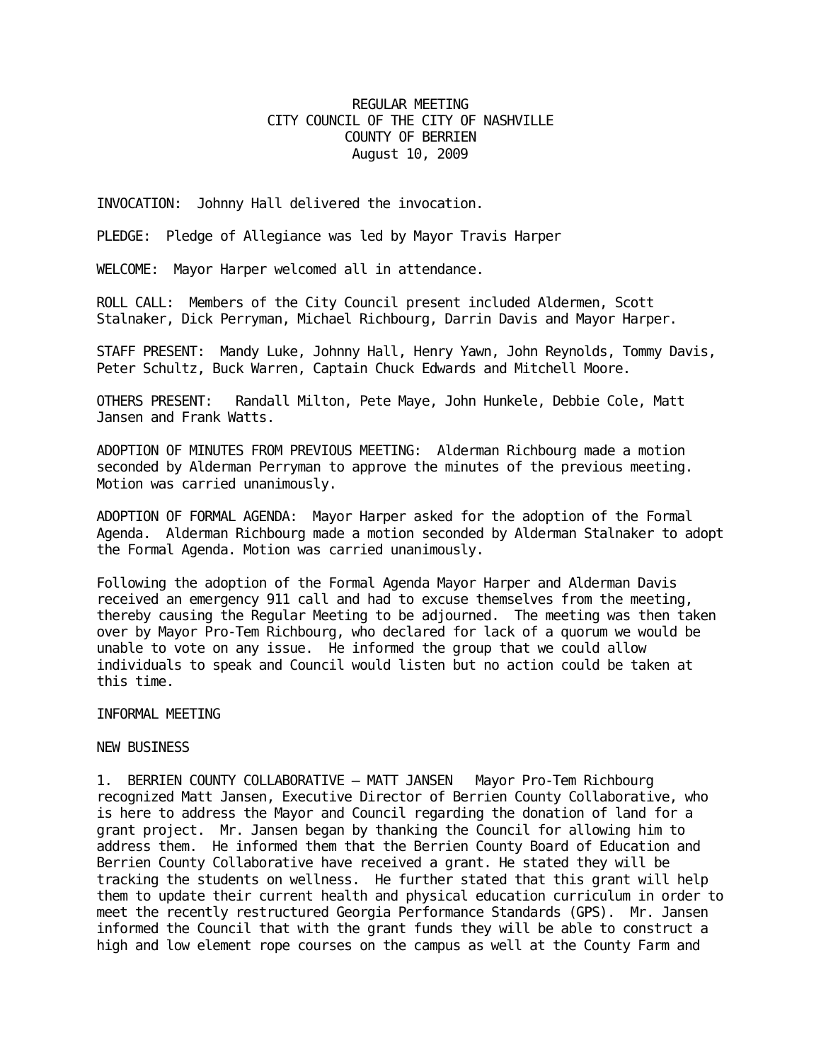REGULAR MEETING
CITY COUNCIL OF THE CITY OF NASHVILLE
COUNTY OF BERRIEN
August 10, 2009

INVOCATION: Johnny Hall delivered the invocation.

PLEDGE: Pledge of Allegiance was led by Mayor Travis Harper

WELCOME: Mayor Harper welcomed all in attendance.

ROLL CALL: Members of the City Council present included Aldermen, Scott Stalnaker, Dick Perryman, Michael Richbourg, Darrin Davis and Mayor Harper.

STAFF PRESENT: Mandy Luke, Johnny Hall, Henry Yawn, John Reynolds, Tommy Davis, Peter Schultz, Buck Warren, Captain Chuck Edwards and Mitchell Moore.

OTHERS PRESENT: Randall Milton, Pete Maye, John Hunkele, Debbie Cole, Matt Jansen and Frank Watts.

ADOPTION OF MINUTES FROM PREVIOUS MEETING: Alderman Richbourg made a motion seconded by Alderman Perryman to approve the minutes of the previous meeting. Motion was carried unanimously.

ADOPTION OF FORMAL AGENDA: Mayor Harper asked for the adoption of the Formal Agenda. Alderman Richbourg made a motion seconded by Alderman Stalnaker to adopt the Formal Agenda. Motion was carried unanimously.

Following the adoption of the Formal Agenda Mayor Harper and Alderman Davis received an emergency 911 call and had to excuse themselves from the meeting, thereby causing the Regular Meeting to be adjourned. The meeting was then taken over by Mayor Pro-Tem Richbourg, who declared for lack of a quorum we would be unable to vote on any issue. He informed the group that we could allow individuals to speak and Council would listen but no action could be taken at this time.

INFORMAL MEETING

NEW BUSINESS

1. BERRIEN COUNTY COLLABORATIVE – MATT JANSEN Mayor Pro-Tem Richbourg recognized Matt Jansen, Executive Director of Berrien County Collaborative, who is here to address the Mayor and Council regarding the donation of land for a grant project. Mr. Jansen began by thanking the Council for allowing him to address them. He informed them that the Berrien County Board of Education and Berrien County Collaborative have received a grant. He stated they will be tracking the students on wellness. He further stated that this grant will help them to update their current health and physical education curriculum in order to meet the recently restructured Georgia Performance Standards (GPS). Mr. Jansen informed the Council that with the grant funds they will be able to construct a high and low element rope courses on the campus as well at the County Farm and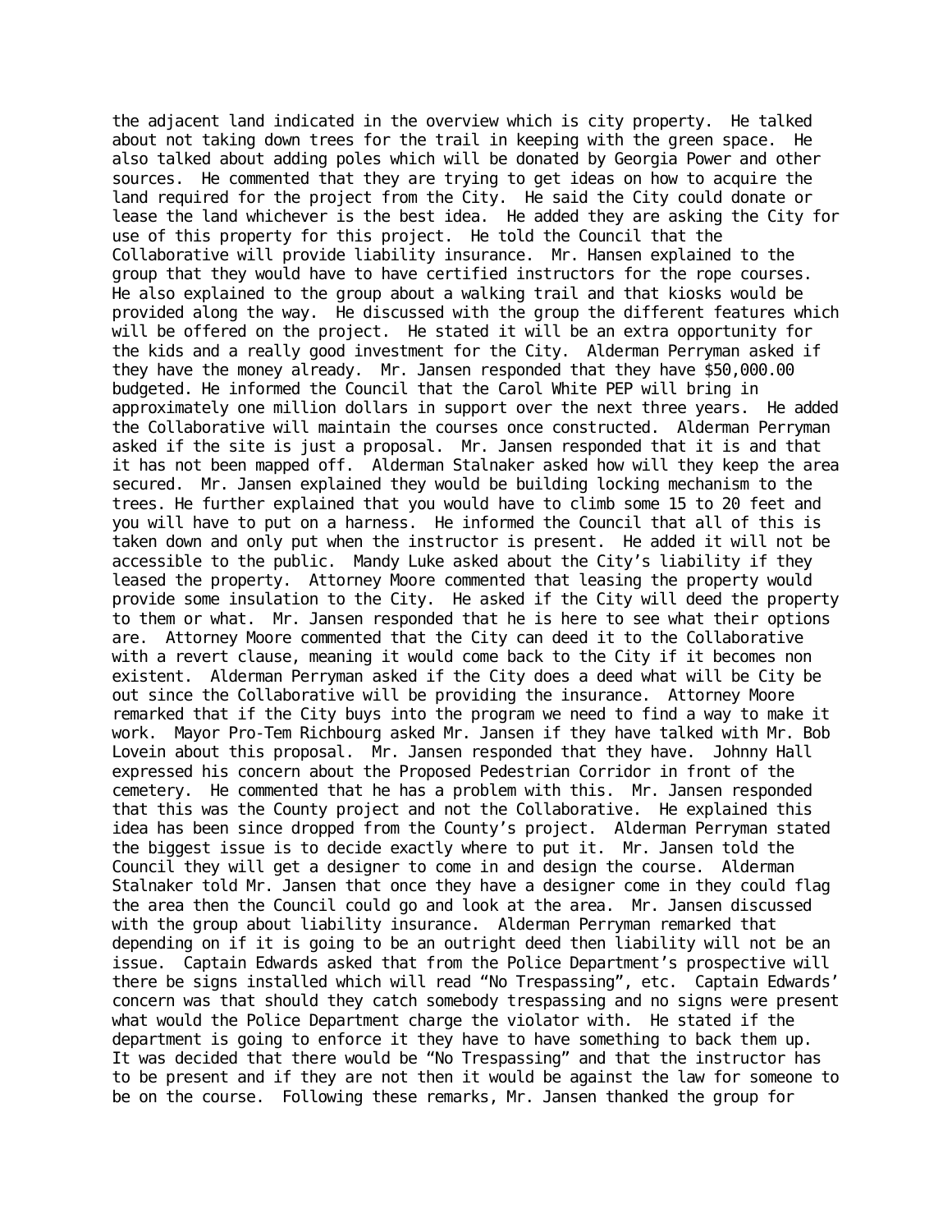the adjacent land indicated in the overview which is city property. He talked about not taking down trees for the trail in keeping with the green space. He also talked about adding poles which will be donated by Georgia Power and other sources. He commented that they are trying to get ideas on how to acquire the land required for the project from the City. He said the City could donate or lease the land whichever is the best idea. He added they are asking the City for use of this property for this project. He told the Council that the Collaborative will provide liability insurance. Mr. Hansen explained to the group that they would have to have certified instructors for the rope courses. He also explained to the group about a walking trail and that kiosks would be provided along the way. He discussed with the group the different features which will be offered on the project. He stated it will be an extra opportunity for the kids and a really good investment for the City. Alderman Perryman asked if they have the money already. Mr. Jansen responded that they have $50,000.00 budgeted. He informed the Council that the Carol White PEP will bring in approximately one million dollars in support over the next three years. He added the Collaborative will maintain the courses once constructed. Alderman Perryman asked if the site is just a proposal. Mr. Jansen responded that it is and that it has not been mapped off. Alderman Stalnaker asked how will they keep the area secured. Mr. Jansen explained they would be building locking mechanism to the trees. He further explained that you would have to climb some 15 to 20 feet and you will have to put on a harness. He informed the Council that all of this is taken down and only put when the instructor is present. He added it will not be accessible to the public. Mandy Luke asked about the City's liability if they leased the property. Attorney Moore commented that leasing the property would provide some insulation to the City. He asked if the City will deed the property to them or what. Mr. Jansen responded that he is here to see what their options are. Attorney Moore commented that the City can deed it to the Collaborative with a revert clause, meaning it would come back to the City if it becomes non existent. Alderman Perryman asked if the City does a deed what will be City be out since the Collaborative will be providing the insurance. Attorney Moore remarked that if the City buys into the program we need to find a way to make it work. Mayor Pro-Tem Richbourg asked Mr. Jansen if they have talked with Mr. Bob Lovein about this proposal. Mr. Jansen responded that they have. Johnny Hall expressed his concern about the Proposed Pedestrian Corridor in front of the cemetery. He commented that he has a problem with this. Mr. Jansen responded that this was the County project and not the Collaborative. He explained this idea has been since dropped from the County's project. Alderman Perryman stated the biggest issue is to decide exactly where to put it. Mr. Jansen told the Council they will get a designer to come in and design the course. Alderman Stalnaker told Mr. Jansen that once they have a designer come in they could flag the area then the Council could go and look at the area. Mr. Jansen discussed with the group about liability insurance. Alderman Perryman remarked that depending on if it is going to be an outright deed then liability will not be an issue. Captain Edwards asked that from the Police Department's prospective will there be signs installed which will read "No Trespassing", etc. Captain Edwards' concern was that should they catch somebody trespassing and no signs were present what would the Police Department charge the violator with. He stated if the department is going to enforce it they have to have something to back them up. It was decided that there would be "No Trespassing" and that the instructor has to be present and if they are not then it would be against the law for someone to be on the course. Following these remarks, Mr. Jansen thanked the group for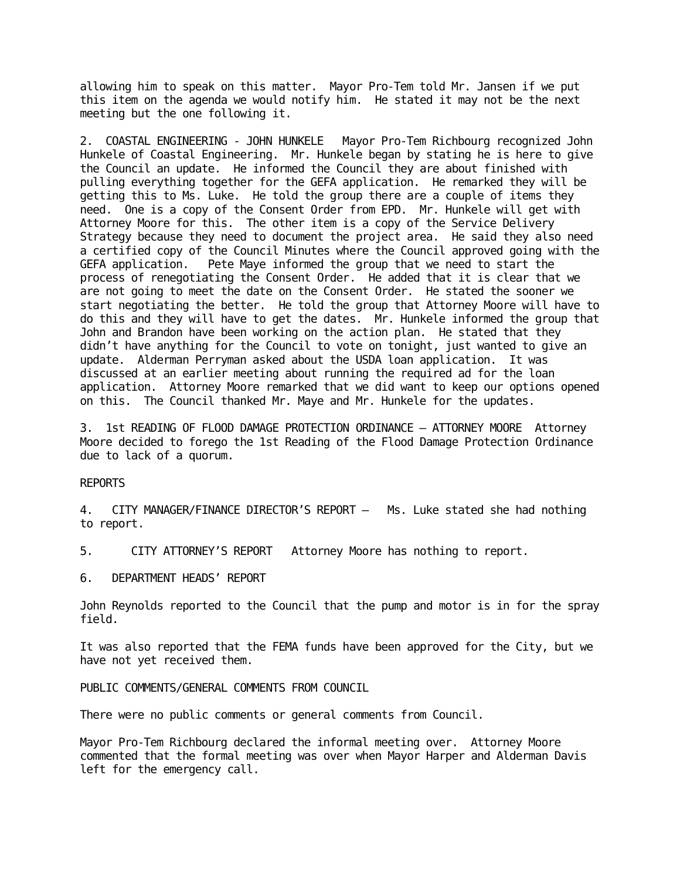allowing him to speak on this matter. Mayor Pro-Tem told Mr. Jansen if we put this item on the agenda we would notify him. He stated it may not be the next meeting but the one following it.

2. COASTAL ENGINEERING - JOHN HUNKELE Mayor Pro-Tem Richbourg recognized John Hunkele of Coastal Engineering. Mr. Hunkele began by stating he is here to give the Council an update. He informed the Council they are about finished with pulling everything together for the GEFA application. He remarked they will be getting this to Ms. Luke. He told the group there are a couple of items they need. One is a copy of the Consent Order from EPD. Mr. Hunkele will get with Attorney Moore for this. The other item is a copy of the Service Delivery Strategy because they need to document the project area. He said they also need a certified copy of the Council Minutes where the Council approved going with the GEFA application. Pete Maye informed the group that we need to start the process of renegotiating the Consent Order. He added that it is clear that we are not going to meet the date on the Consent Order. He stated the sooner we start negotiating the better. He told the group that Attorney Moore will have to do this and they will have to get the dates. Mr. Hunkele informed the group that John and Brandon have been working on the action plan. He stated that they didn't have anything for the Council to vote on tonight, just wanted to give an update. Alderman Perryman asked about the USDA loan application. It was discussed at an earlier meeting about running the required ad for the loan application. Attorney Moore remarked that we did want to keep our options opened on this. The Council thanked Mr. Maye and Mr. Hunkele for the updates.

3. 1st READING OF FLOOD DAMAGE PROTECTION ORDINANCE – ATTORNEY MOORE Attorney Moore decided to forego the 1st Reading of the Flood Damage Protection Ordinance due to lack of a quorum.

REPORTS

4. CITY MANAGER/FINANCE DIRECTOR'S REPORT – Ms. Luke stated she had nothing to report.

5. CITY ATTORNEY'S REPORT Attorney Moore has nothing to report.

6. DEPARTMENT HEADS' REPORT

John Reynolds reported to the Council that the pump and motor is in for the spray field.

It was also reported that the FEMA funds have been approved for the City, but we have not yet received them.

PUBLIC COMMENTS/GENERAL COMMENTS FROM COUNCIL

There were no public comments or general comments from Council.

Mayor Pro-Tem Richbourg declared the informal meeting over. Attorney Moore commented that the formal meeting was over when Mayor Harper and Alderman Davis left for the emergency call.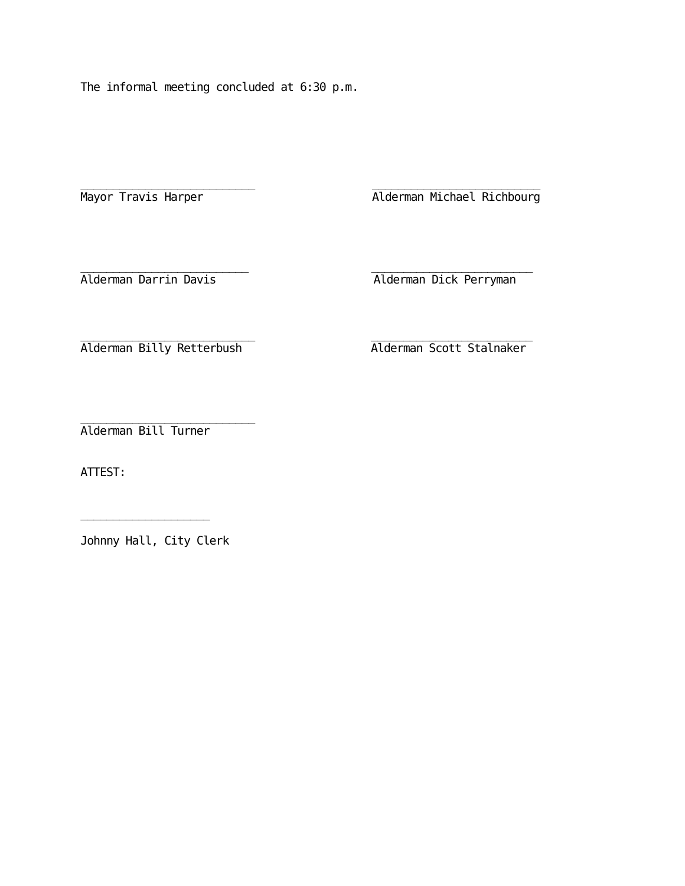The informal meeting concluded at 6:30 p.m.

___________________________
Mayor Travis Harper

___________________________
Alderman Michael Richbourg

___________________________
Alderman Darrin Davis

___________________________
Alderman Dick Perryman

___________________________
Alderman Billy Retterbush

___________________________
Alderman Scott Stalnaker

___________________________
Alderman Bill Turner

ATTEST:

____________________

Johnny Hall, City Clerk